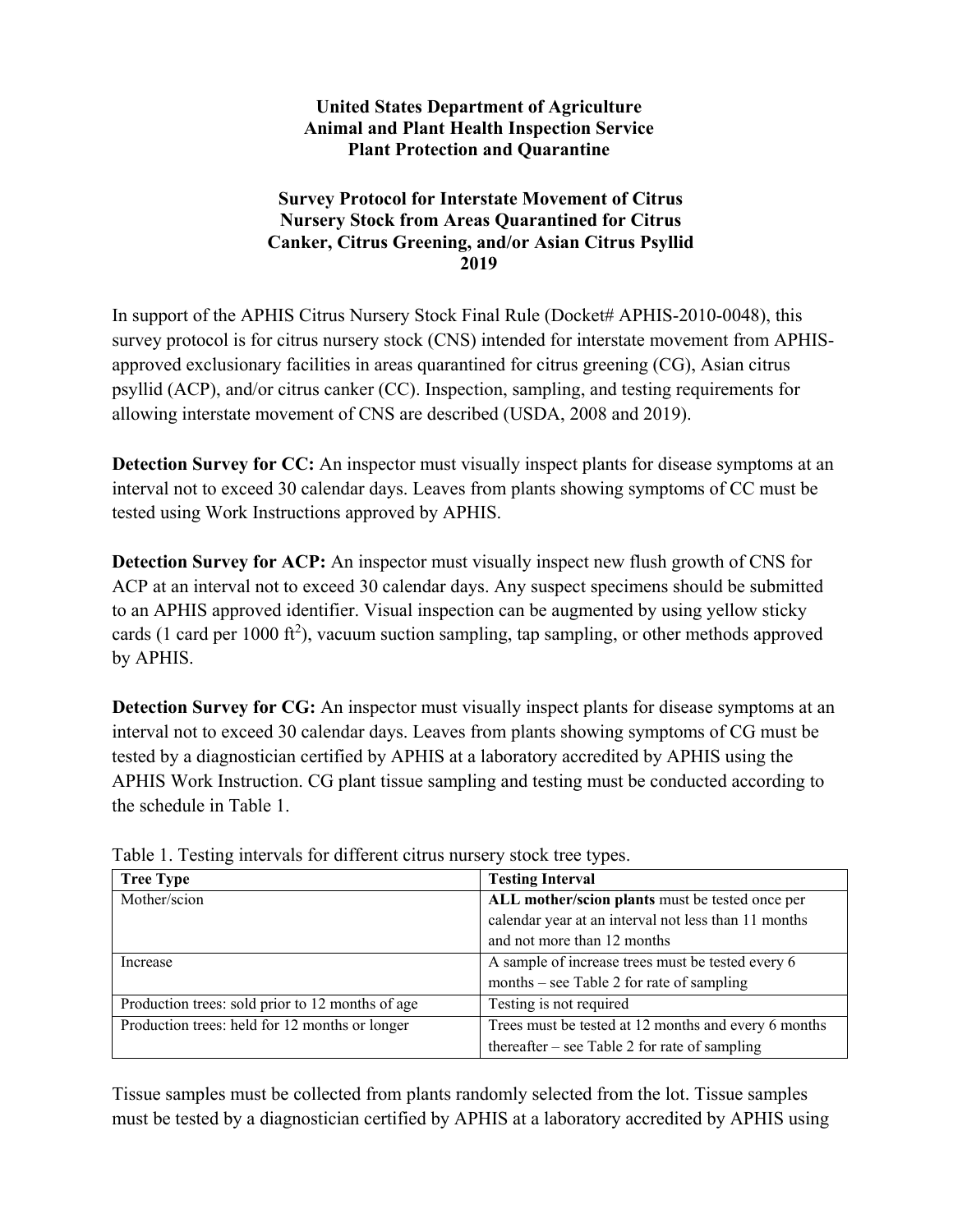**United States Department of Agriculture**
**Animal and Plant Health Inspection Service**
**Plant Protection and Quarantine**

# Survey Protocol for Interstate Movement of Citrus Nursery Stock from Areas Quarantined for Citrus Canker, Citrus Greening, and/or Asian Citrus Psyllid 2019

In support of the APHIS Citrus Nursery Stock Final Rule (Docket# APHIS-2010-0048), this survey protocol is for citrus nursery stock (CNS) intended for interstate movement from APHIS-approved exclusionary facilities in areas quarantined for citrus greening (CG), Asian citrus psyllid (ACP), and/or citrus canker (CC). Inspection, sampling, and testing requirements for allowing interstate movement of CNS are described (USDA, 2008 and 2019).

**Detection Survey for CC:** An inspector must visually inspect plants for disease symptoms at an interval not to exceed 30 calendar days. Leaves from plants showing symptoms of CC must be tested using Work Instructions approved by APHIS.

**Detection Survey for ACP:** An inspector must visually inspect new flush growth of CNS for ACP at an interval not to exceed 30 calendar days. Any suspect specimens should be submitted to an APHIS approved identifier. Visual inspection can be augmented by using yellow sticky cards (1 card per 1000 $ft^2$), vacuum suction sampling, tap sampling, or other methods approved by APHIS.

**Detection Survey for CG:** An inspector must visually inspect plants for disease symptoms at an interval not to exceed 30 calendar days. Leaves from plants showing symptoms of CG must be tested by a diagnostician certified by APHIS at a laboratory accredited by APHIS using the APHIS Work Instruction. CG plant tissue sampling and testing must be conducted according to the schedule in Table 1.

Table 1. Testing intervals for different citrus nursery stock tree types.

| **Tree Type** | **Testing Interval** |
| --- | --- |
| Mother/scion | **ALL mother/scion plants** must be tested once per calendar year at an interval not less than 11 months and not more than 12 months |
| Increase | A sample of increase trees must be tested every 6 months – see Table 2 for rate of sampling |
| Production trees: sold prior to 12 months of age | Testing is not required |
| Production trees: held for 12 months or longer | Trees must be tested at 12 months and every 6 months thereafter – see Table 2 for rate of sampling |

Tissue samples must be collected from plants randomly selected from the lot. Tissue samples must be tested by a diagnostician certified by APHIS at a laboratory accredited by APHIS using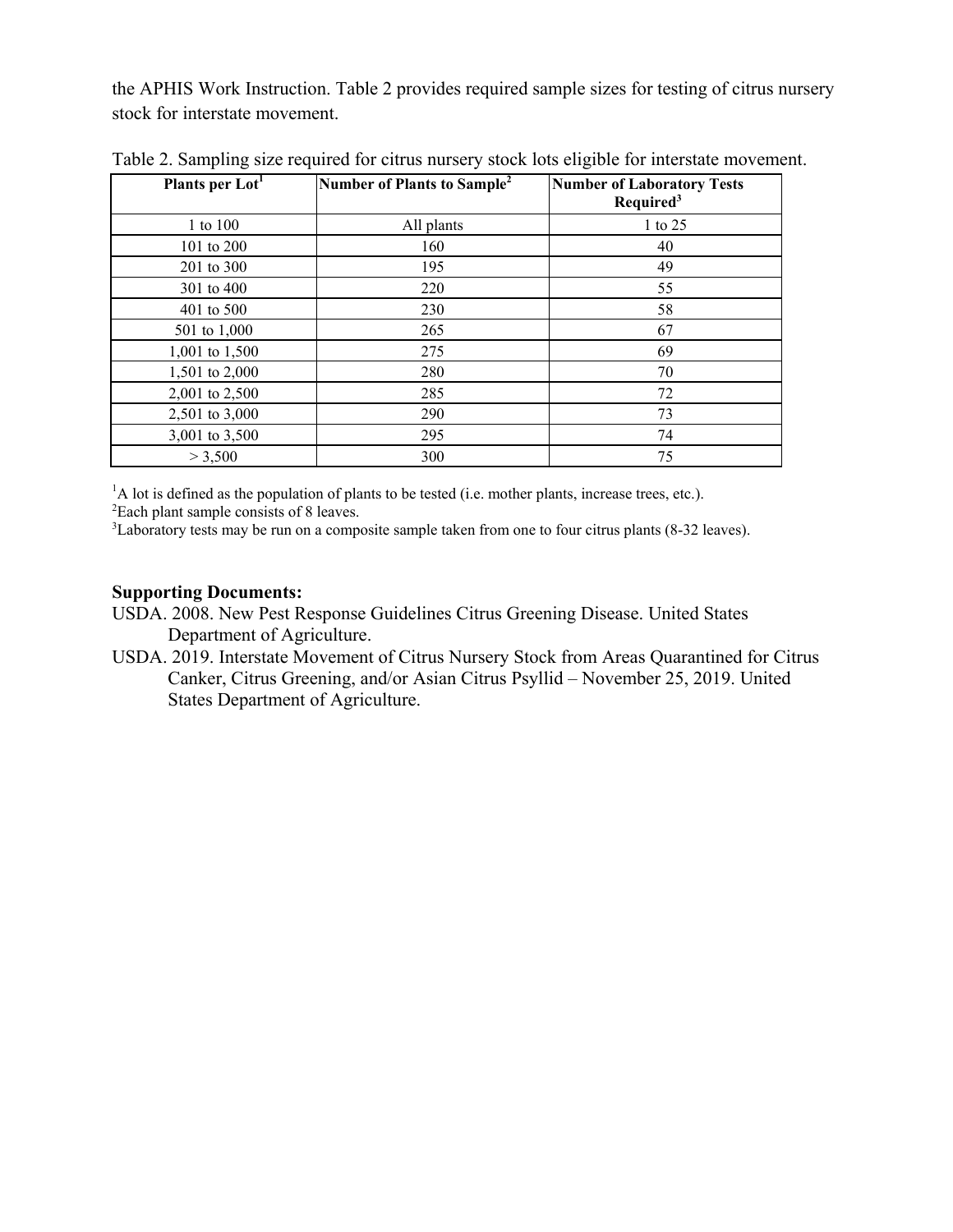the APHIS Work Instruction. Table 2 provides required sample sizes for testing of citrus nursery stock for interstate movement.

Table 2. Sampling size required for citrus nursery stock lots eligible for interstate movement.

| Plants per Lot[1] | Number of Plants to Sample[2] | Number of Laboratory Tests Required[3] |
|---|---|---|
| 1 to 100 | All plants | 1 to 25 |
| 101 to 200 | 160 | 40 |
| 201 to 300 | 195 | 49 |
| 301 to 400 | 220 | 55 |
| 401 to 500 | 230 | 58 |
| 501 to 1,000 | 265 | 67 |
| 1,001 to 1,500 | 275 | 69 |
| 1,501 to 2,000 | 280 | 70 |
| 2,001 to 2,500 | 285 | 72 |
| 2,501 to 3,000 | 290 | 73 |
| 3,001 to 3,500 | 295 | 74 |
| > 3,500 | 300 | 75 |

[1]A lot is defined as the population of plants to be tested (i.e. mother plants, increase trees, etc.).
[2]Each plant sample consists of 8 leaves.
[3]Laboratory tests may be run on a composite sample taken from one to four citrus plants (8-32 leaves).

**Supporting Documents:**

USDA. 2008. New Pest Response Guidelines Citrus Greening Disease. United States Department of Agriculture.

USDA. 2019. Interstate Movement of Citrus Nursery Stock from Areas Quarantined for Citrus Canker, Citrus Greening, and/or Asian Citrus Psyllid – November 25, 2019. United States Department of Agriculture.